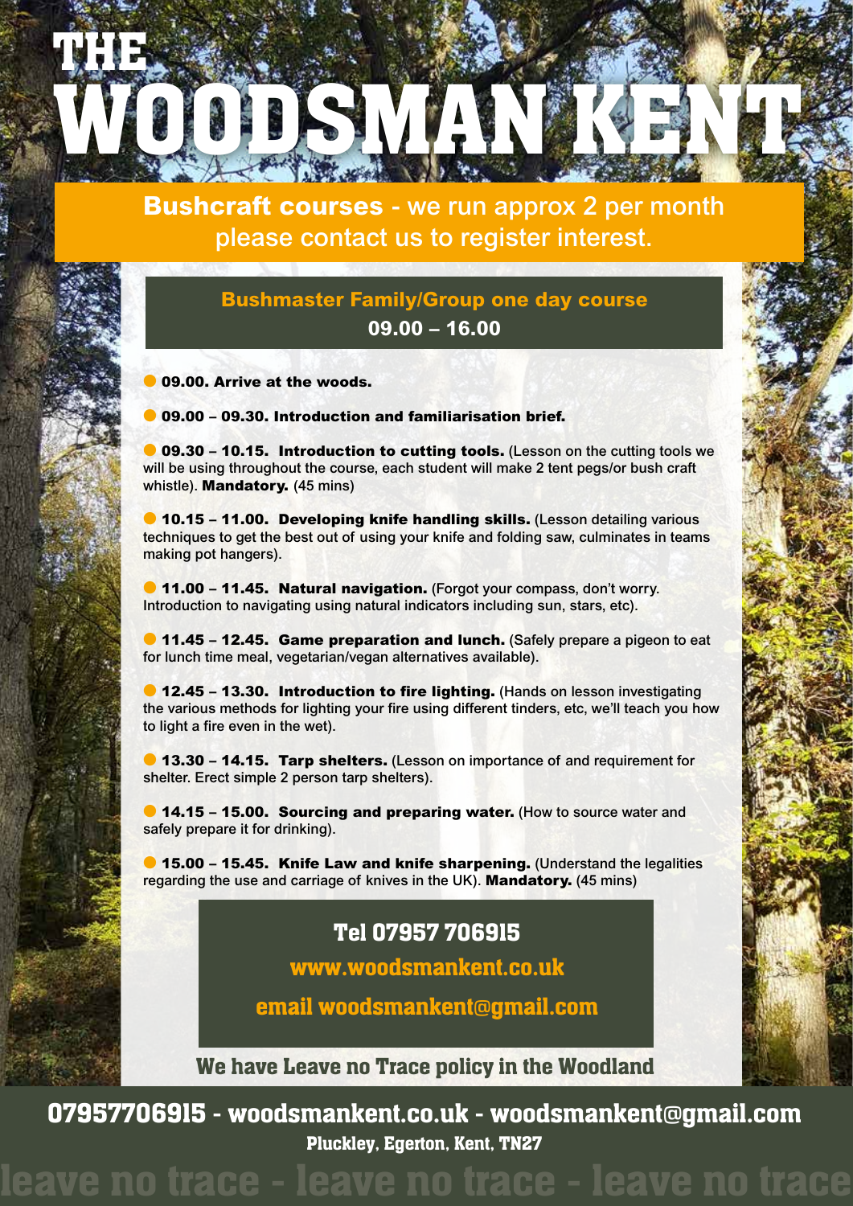# THE WOODSMAN KENT

**Bushcraft courses** - we run approx 2 per month please contact us to register interest.

## Bushmaster Family/Group one day course
**09.00 – 16.00**

- **09.00. Arrive at the woods.**
- **09.00 – 09.30. Introduction and familiarisation brief.**
- **09.30 – 10.15. Introduction to cutting tools.** (Lesson on the cutting tools we will be using throughout the course, each student will make 2 tent pegs/or bush craft whistle). **Mandatory.** (45 mins)
- **10.15 – 11.00. Developing knife handling skills.** (Lesson detailing various techniques to get the best out of using your knife and folding saw, culminates in teams making pot hangers).
- **11.00 – 11.45. Natural navigation.** (Forgot your compass, don't worry. Introduction to navigating using natural indicators including sun, stars, etc).
- **11.45 – 12.45. Game preparation and lunch.** (Safely prepare a pigeon to eat for lunch time meal, vegetarian/vegan alternatives available).
- **12.45 – 13.30. Introduction to fire lighting.** (Hands on lesson investigating the various methods for lighting your fire using different tinders, etc, we'll teach you how to light a fire even in the wet).
- **13.30 – 14.15. Tarp shelters.** (Lesson on importance of and requirement for shelter. Erect simple 2 person tarp shelters).
- **14.15 – 15.00. Sourcing and preparing water.** (How to source water and safely prepare it for drinking).
- **15.00 – 15.45. Knife Law and knife sharpening.** (Understand the legalities regarding the use and carriage of knives in the UK). **Mandatory.** (45 mins)

**Tel 07957 706915**

**www.woodsmankent.co.uk**

**email woodsmankent@gmail.com**

**We have Leave no Trace policy in the Woodland**

**07957706915 - woodsmankent.co.uk - woodsmankent@gmail.com**

**Pluckley, Egerton, Kent, TN27**

leave no trace - leave no trace - leave no trace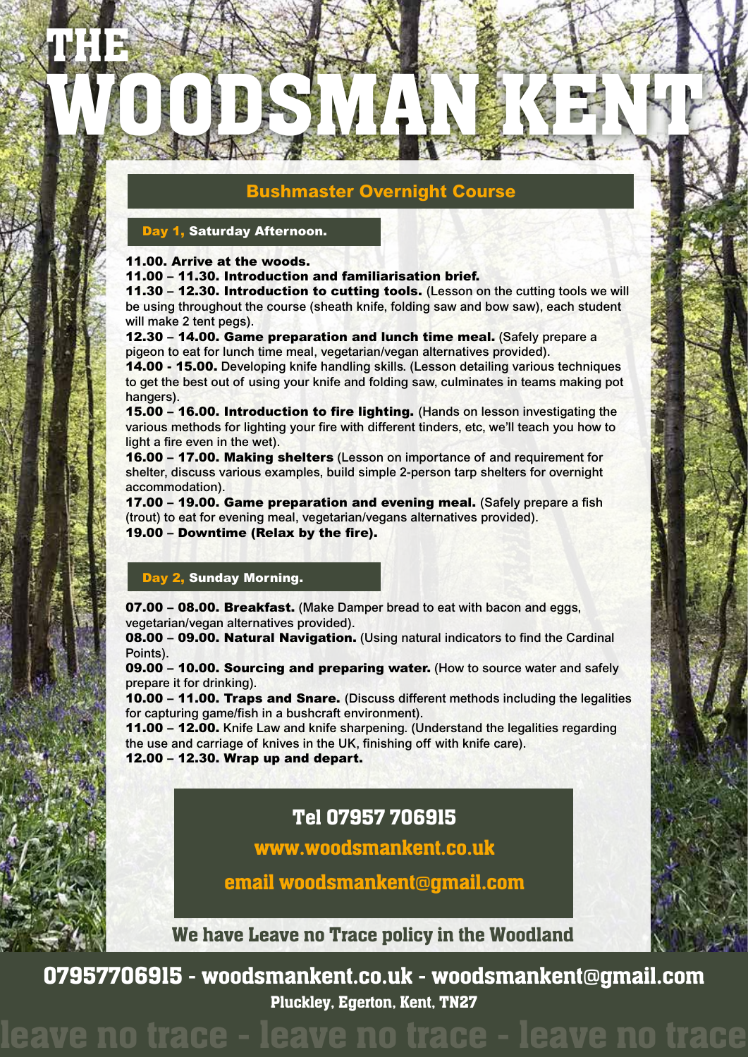# THE WOODSMAN KENT

## Bushmaster Overnight Course

### Day 1, Saturday Afternoon.

**11.00. Arrive at the woods.**
**11.00 – 11.30. Introduction and familiarisation brief.**
**11.30 – 12.30. Introduction to cutting tools.** (Lesson on the cutting tools we will be using throughout the course (sheath knife, folding saw and bow saw), each student will make 2 tent pegs).
**12.30 – 14.00. Game preparation and lunch time meal.** (Safely prepare a pigeon to eat for lunch time meal, vegetarian/vegan alternatives provided).
**14.00 - 15.00.** Developing knife handling skills. (Lesson detailing various techniques to get the best out of using your knife and folding saw, culminates in teams making pot hangers).
**15.00 – 16.00. Introduction to fire lighting.** (Hands on lesson investigating the various methods for lighting your fire with different tinders, etc, we'll teach you how to light a fire even in the wet).
**16.00 – 17.00. Making shelters** (Lesson on importance of and requirement for shelter, discuss various examples, build simple 2-person tarp shelters for overnight accommodation).
**17.00 – 19.00. Game preparation and evening meal.** (Safely prepare a fish (trout) to eat for evening meal, vegetarian/vegans alternatives provided).
**19.00 – Downtime (Relax by the fire).**

### Day 2, Sunday Morning.

**07.00 – 08.00. Breakfast.** (Make Damper bread to eat with bacon and eggs, vegetarian/vegan alternatives provided).
**08.00 – 09.00. Natural Navigation.** (Using natural indicators to find the Cardinal Points).
**09.00 – 10.00. Sourcing and preparing water.** (How to source water and safely prepare it for drinking).
**10.00 – 11.00. Traps and Snare.** (Discuss different methods including the legalities for capturing game/fish in a bushcraft environment).
**11.00 – 12.00.** Knife Law and knife sharpening. (Understand the legalities regarding the use and carriage of knives in the UK, finishing off with knife care).
**12.00 – 12.30. Wrap up and depart.**

**Tel 07957 706915**

**www.woodsmankent.co.uk**

**email woodsmankent@gmail.com**

**We have Leave no Trace policy in the Woodland**

**07957706915 - woodsmankent.co.uk - woodsmankent@gmail.com**
**Pluckley, Egerton, Kent, TN27**

leave no trace - leave no trace - leave no trace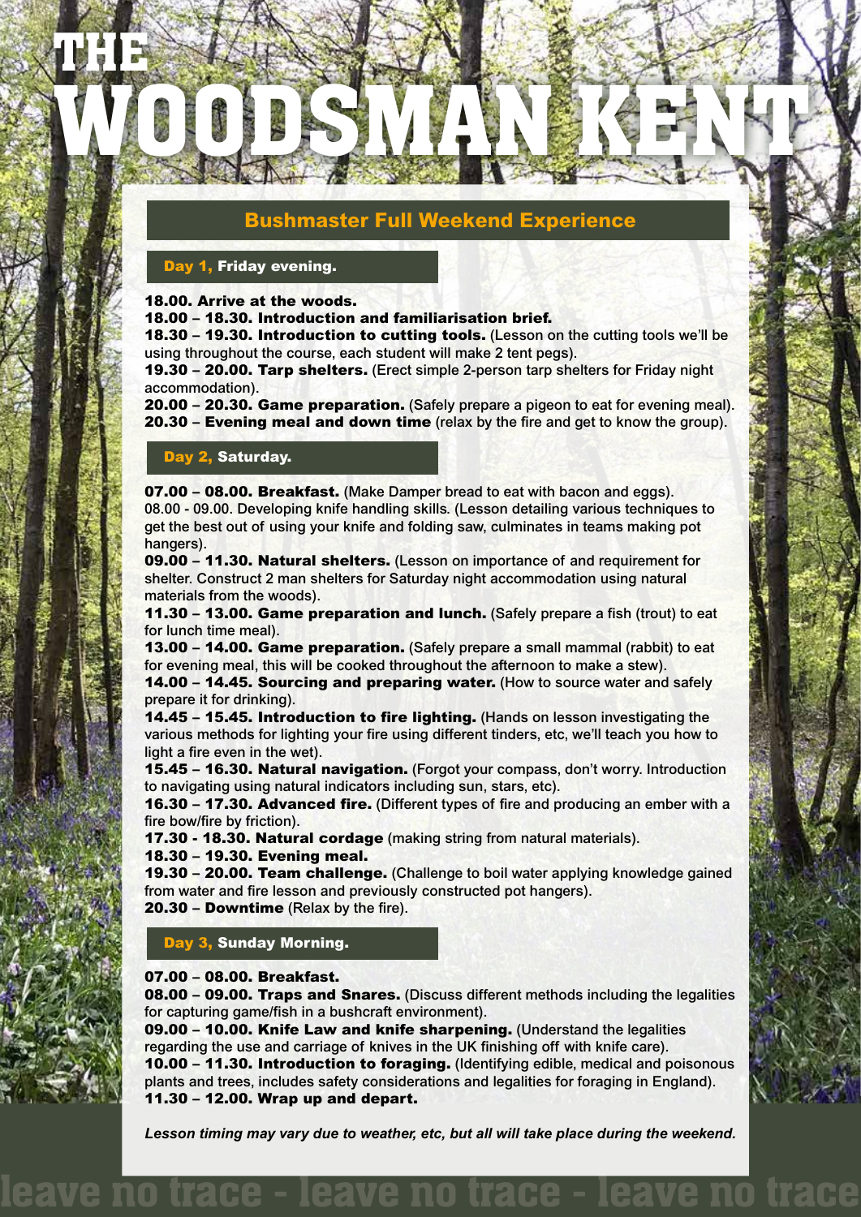# THE WOODSMAN KENT

## Bushmaster Full Weekend Experience

### Day 1, Friday evening.

**18.00. Arrive at the woods.**
**18.00 – 18.30. Introduction and familiarisation brief.**
**18.30 – 19.30. Introduction to cutting tools.** (Lesson on the cutting tools we'll be using throughout the course, each student will make 2 tent pegs).
**19.30 – 20.00. Tarp shelters.** (Erect simple 2-person tarp shelters for Friday night accommodation).
**20.00 – 20.30. Game preparation.** (Safely prepare a pigeon to eat for evening meal).
**20.30 – Evening meal and down time** (relax by the fire and get to know the group).

### Day 2, Saturday.

**07.00 – 08.00. Breakfast.** (Make Damper bread to eat with bacon and eggs).
08.00 - 09.00. Developing knife handling skills. (Lesson detailing various techniques to get the best out of using your knife and folding saw, culminates in teams making pot hangers).
**09.00 – 11.30. Natural shelters.** (Lesson on importance of and requirement for shelter. Construct 2 man shelters for Saturday night accommodation using natural materials from the woods).
**11.30 – 13.00. Game preparation and lunch.** (Safely prepare a fish (trout) to eat for lunch time meal).
**13.00 – 14.00. Game preparation.** (Safely prepare a small mammal (rabbit) to eat for evening meal, this will be cooked throughout the afternoon to make a stew).
**14.00 – 14.45. Sourcing and preparing water.** (How to source water and safely prepare it for drinking).
**14.45 – 15.45. Introduction to fire lighting.** (Hands on lesson investigating the various methods for lighting your fire using different tinders, etc, we'll teach you how to light a fire even in the wet).
**15.45 – 16.30. Natural navigation.** (Forgot your compass, don't worry. Introduction to navigating using natural indicators including sun, stars, etc).
**16.30 – 17.30. Advanced fire.** (Different types of fire and producing an ember with a fire bow/fire by friction).
**17.30 - 18.30. Natural cordage** (making string from natural materials).
**18.30 – 19.30. Evening meal.**
**19.30 – 20.00. Team challenge.** (Challenge to boil water applying knowledge gained from water and fire lesson and previously constructed pot hangers).
**20.30 – Downtime** (Relax by the fire).

### Day 3, Sunday Morning.

**07.00 – 08.00. Breakfast.**
**08.00 – 09.00. Traps and Snares.** (Discuss different methods including the legalities for capturing game/fish in a bushcraft environment).
**09.00 – 10.00. Knife Law and knife sharpening.** (Understand the legalities regarding the use and carriage of knives in the UK finishing off with knife care).
**10.00 – 11.30. Introduction to foraging.** (Identifying edible, medical and poisonous plants and trees, includes safety considerations and legalities for foraging in England).
**11.30 – 12.00. Wrap up and depart.**

***Lesson timing may vary due to weather, etc, but all will take place during the weekend.***

leave no trace - leave no trace - leave no trace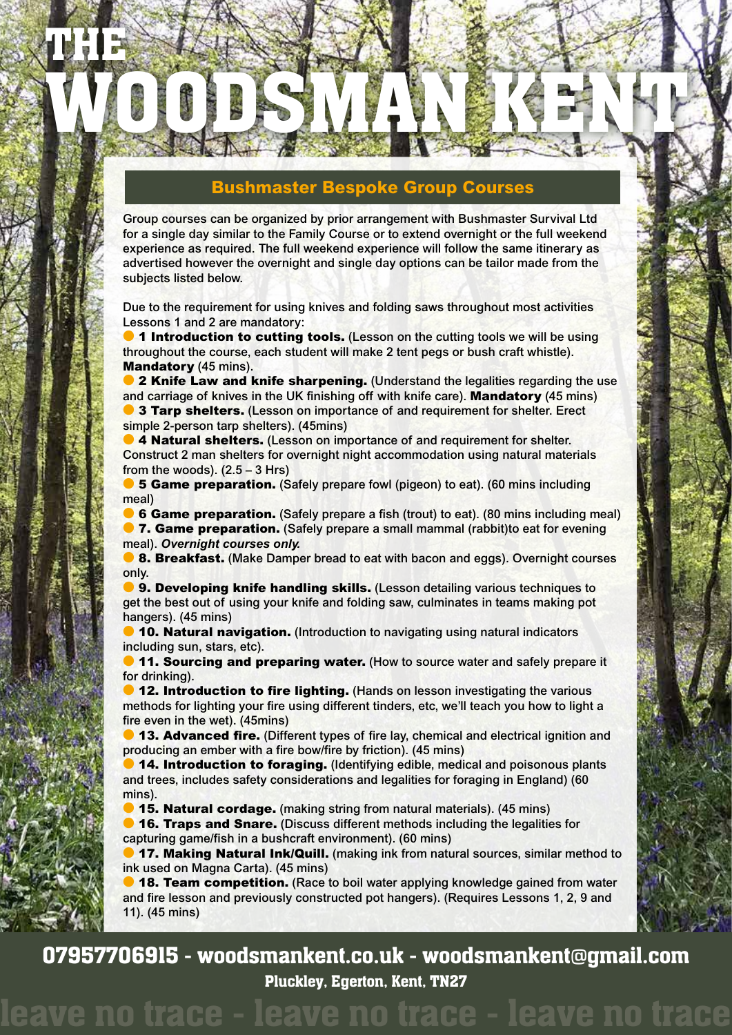THE

# WOODSMAN KENT

## Bushmaster Bespoke Group Courses

Group courses can be organized by prior arrangement with Bushmaster Survival Ltd for a single day similar to the Family Course or to extend overnight or the full weekend experience as required. The full weekend experience will follow the same itinerary as advertised however the overnight and single day options can be tailor made from the subjects listed below.

Due to the requirement for using knives and folding saws throughout most activities Lessons 1 and 2 are mandatory:

- **1 Introduction to cutting tools.** (Lesson on the cutting tools we will be using throughout the course, each student will make 2 tent pegs or bush craft whistle). **Mandatory** (45 mins).
- **2 Knife Law and knife sharpening.** (Understand the legalities regarding the use and carriage of knives in the UK finishing off with knife care). **Mandatory** (45 mins)
- **3 Tarp shelters.** (Lesson on importance of and requirement for shelter. Erect simple 2-person tarp shelters). (45mins)
- **4 Natural shelters.** (Lesson on importance of and requirement for shelter. Construct 2 man shelters for overnight night accommodation using natural materials from the woods). (2.5 – 3 Hrs)
- **5 Game preparation.** (Safely prepare fowl (pigeon) to eat). (60 mins including meal)
- **6 Game preparation.** (Safely prepare a fish (trout) to eat). (80 mins including meal)
- **7. Game preparation.** (Safely prepare a small mammal (rabbit)to eat for evening meal). ***Overnight courses only.***
- **8. Breakfast.** (Make Damper bread to eat with bacon and eggs). Overnight courses only.
- **9. Developing knife handling skills.** (Lesson detailing various techniques to get the best out of using your knife and folding saw, culminates in teams making pot hangers). (45 mins)
- **10. Natural navigation.** (Introduction to navigating using natural indicators including sun, stars, etc).
- **11. Sourcing and preparing water.** (How to source water and safely prepare it for drinking).
- **12. Introduction to fire lighting.** (Hands on lesson investigating the various methods for lighting your fire using different tinders, etc, we'll teach you how to light a fire even in the wet). (45mins)
- **13. Advanced fire.** (Different types of fire lay, chemical and electrical ignition and producing an ember with a fire bow/fire by friction). (45 mins)
- **14. Introduction to foraging.** (Identifying edible, medical and poisonous plants and trees, includes safety considerations and legalities for foraging in England) (60 mins).
- **15. Natural cordage.** (making string from natural materials). (45 mins)
- **16. Traps and Snare.** (Discuss different methods including the legalities for capturing game/fish in a bushcraft environment). (60 mins)
- **17. Making Natural Ink/Quill.** (making ink from natural sources, similar method to ink used on Magna Carta). (45 mins)
- **18. Team competition.** (Race to boil water applying knowledge gained from water and fire lesson and previously constructed pot hangers). (Requires Lessons 1, 2, 9 and 11). (45 mins)

**07957706915 - woodsmankent.co.uk - woodsmankent@gmail.com**

**Pluckley, Egerton, Kent, TN27**

leave no trace - leave no trace - leave no trace